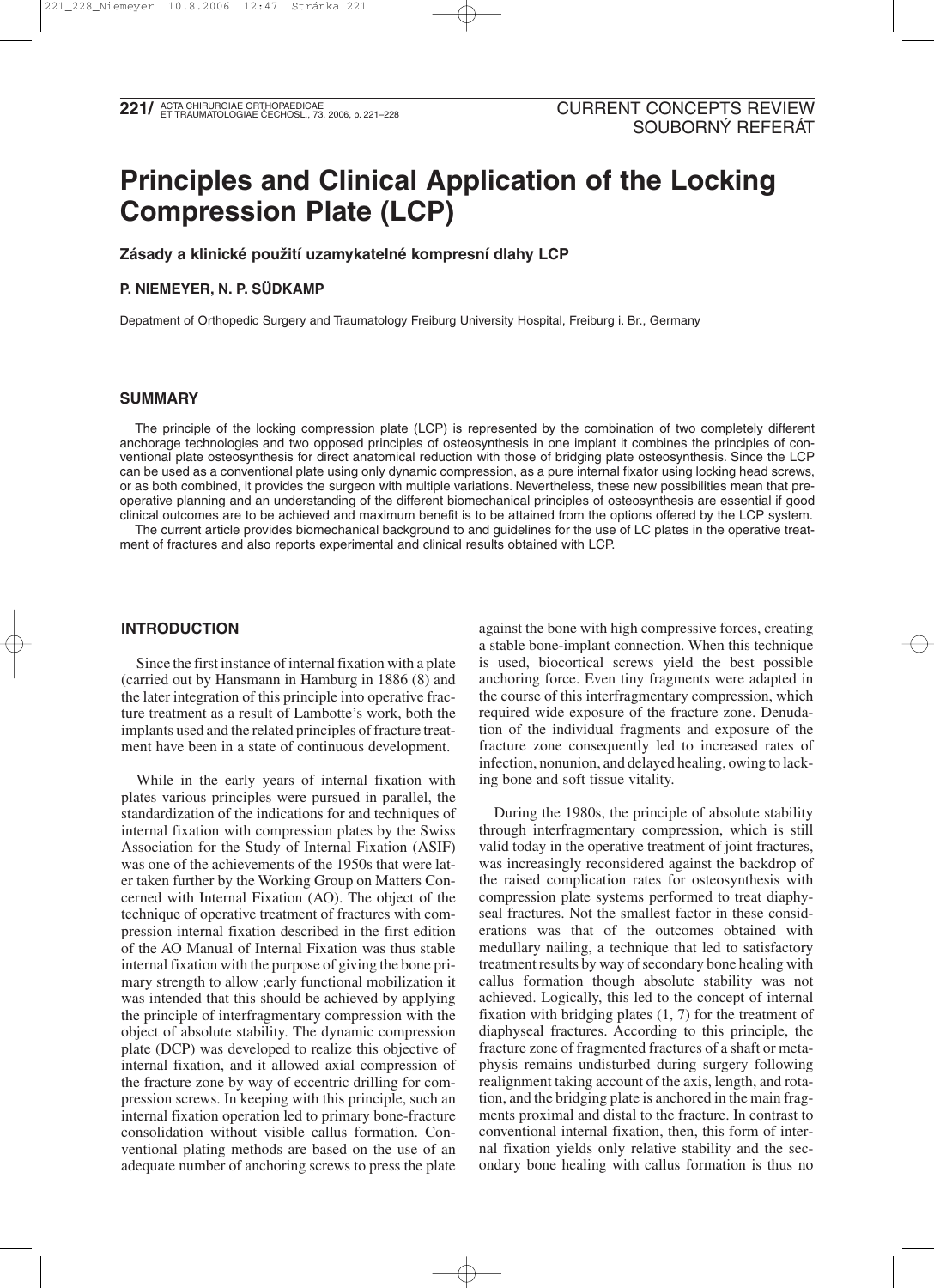CURRENT CONCEPTS REVIEW
SOUBORNÝ REFERÁT

# Principles and Clinical Application of the Locking Compression Plate (LCP)

**Zásady a klinické použití uzamykatelné kompresní dlahy LCP**

**P. NIEMEYER, N. P. SÜDKAMP**

Depatment of Orthopedic Surgery and Traumatology Freiburg University Hospital, Freiburg i. Br., Germany

## SUMMARY

The principle of the locking compression plate (LCP) is represented by the combination of two completely different anchorage technologies and two opposed principles of osteosynthesis in one implant it combines the principles of conventional plate osteosynthesis for direct anatomical reduction with those of bridging plate osteosynthesis. Since the LCP can be used as a conventional plate using only dynamic compression, as a pure internal fixator using locking head screws, or as both combined, it provides the surgeon with multiple variations. Nevertheless, these new possibilities mean that preoperative planning and an understanding of the different biomechanical principles of osteosynthesis are essential if good clinical outcomes are to be achieved and maximum benefit is to be attained from the options offered by the LCP system.

The current article provides biomechanical background to and guidelines for the use of LC plates in the operative treatment of fractures and also reports experimental and clinical results obtained with LCP.

## INTRODUCTION

Since the first instance of internal fixation with a plate (carried out by Hansmann in Hamburg in 1886 (8) and the later integration of this principle into operative fracture treatment as a result of Lambotte's work, both the implants used and the related principles of fracture treatment have been in a state of continuous development.

While in the early years of internal fixation with plates various principles were pursued in parallel, the standardization of the indications for and techniques of internal fixation with compression plates by the Swiss Association for the Study of Internal Fixation (ASIF) was one of the achievements of the 1950s that were later taken further by the Working Group on Matters Concerned with Internal Fixation (AO). The object of the technique of operative treatment of fractures with compression internal fixation described in the first edition of the AO Manual of Internal Fixation was thus stable internal fixation with the purpose of giving the bone primary strength to allow ;early functional mobilization it was intended that this should be achieved by applying the principle of interfragmentary compression with the object of absolute stability. The dynamic compression plate (DCP) was developed to realize this objective of internal fixation, and it allowed axial compression of the fracture zone by way of eccentric drilling for compression screws. In keeping with this principle, such an internal fixation operation led to primary bone-fracture consolidation without visible callus formation. Conventional plating methods are based on the use of an adequate number of anchoring screws to press the plate against the bone with high compressive forces, creating a stable bone-implant connection. When this technique is used, biocortical screws yield the best possible anchoring force. Even tiny fragments were adapted in the course of this interfragmentary compression, which required wide exposure of the fracture zone. Denudation of the individual fragments and exposure of the fracture zone consequently led to increased rates of infection, nonunion, and delayed healing, owing to lacking bone and soft tissue vitality.

During the 1980s, the principle of absolute stability through interfragmentary compression, which is still valid today in the operative treatment of joint fractures, was increasingly reconsidered against the backdrop of the raised complication rates for osteosynthesis with compression plate systems performed to treat diaphyseal fractures. Not the smallest factor in these considerations was that of the outcomes obtained with medullary nailing, a technique that led to satisfactory treatment results by way of secondary bone healing with callus formation though absolute stability was not achieved. Logically, this led to the concept of internal fixation with bridging plates (1, 7) for the treatment of diaphyseal fractures. According to this principle, the fracture zone of fragmented fractures of a shaft or metaphysis remains undisturbed during surgery following realignment taking account of the axis, length, and rotation, and the bridging plate is anchored in the main fragments proximal and distal to the fracture. In contrast to conventional internal fixation, then, this form of internal fixation yields only relative stability and the secondary bone healing with callus formation is thus no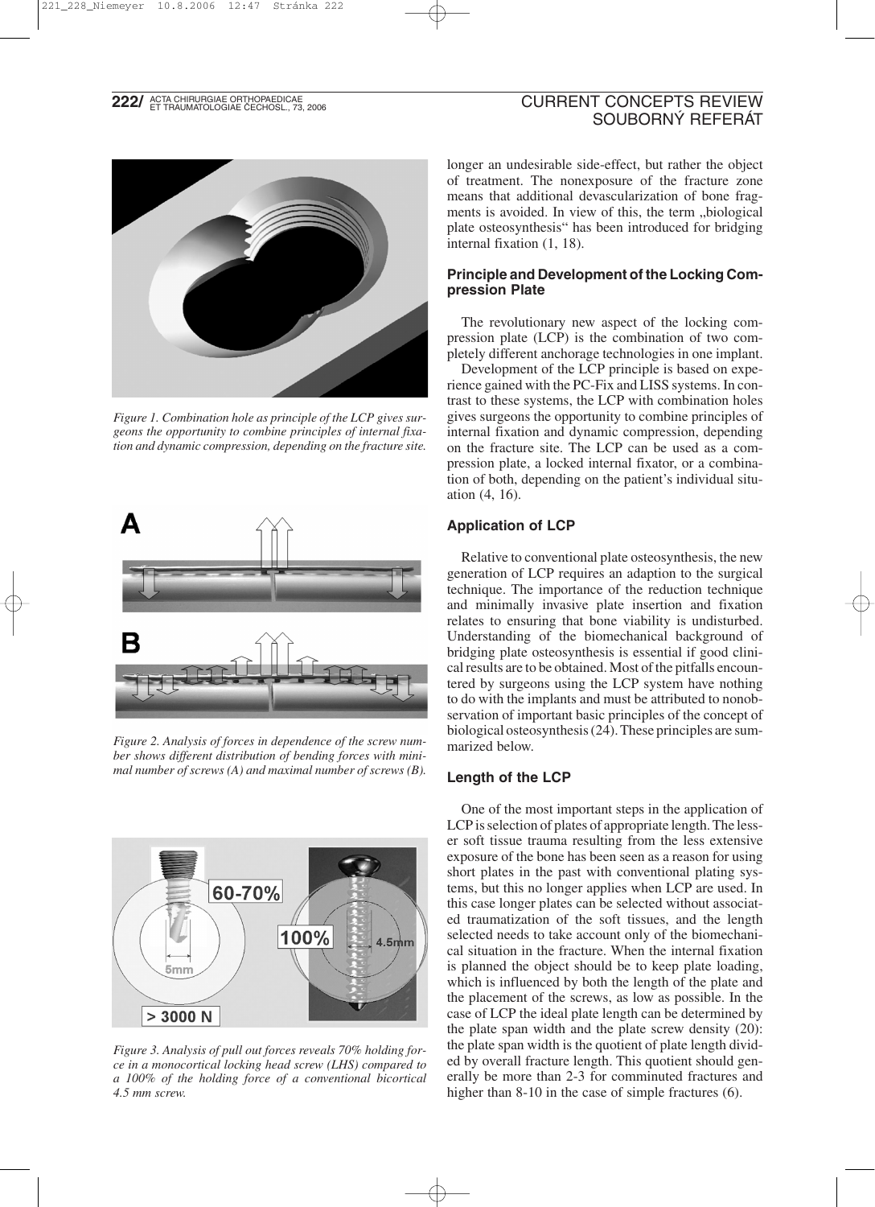Figure 1. Combination hole as principle of the LCP gives surgeons the opportunity to combine principles of internal fixation and dynamic compression, depending on the fracture site.

Figure 2. Analysis of forces in dependence of the screw number shows different distribution of bending forces with minimal number of screws (A) and maximal number of screws (B).

Figure 3. Analysis of pull out forces reveals 70% holding force in a monocortical locking head screw (LHS) compared to a 100% of the holding force of a conventional bicortical 4.5 mm screw.

longer an undesirable side-effect, but rather the object of treatment. The nonexposure of the fracture zone means that additional devascularization of bone fragments is avoided. In view of this, the term „biological plate osteosynthesis" has been introduced for bridging internal fixation (1, 18).

### Principle and Development of the Locking Compression Plate

The revolutionary new aspect of the locking compression plate (LCP) is the combination of two completely different anchorage technologies in one implant.

Development of the LCP principle is based on experience gained with the PC-Fix and LISS systems. In contrast to these systems, the LCP with combination holes gives surgeons the opportunity to combine principles of internal fixation and dynamic compression, depending on the fracture site. The LCP can be used as a compression plate, a locked internal fixator, or a combination of both, depending on the patient's individual situation (4, 16).

### Application of LCP

Relative to conventional plate osteosynthesis, the new generation of LCP requires an adaption to the surgical technique. The importance of the reduction technique and minimally invasive plate insertion and fixation relates to ensuring that bone viability is undisturbed. Understanding of the biomechanical background of bridging plate osteosynthesis is essential if good clinical results are to be obtained. Most of the pitfalls encountered by surgeons using the LCP system have nothing to do with the implants and must be attributed to nonobservation of important basic principles of the concept of biological osteosynthesis (24). These principles are summarized below.

### Length of the LCP

One of the most important steps in the application of LCP is selection of plates of appropriate length. The lesser soft tissue trauma resulting from the less extensive exposure of the bone has been seen as a reason for using short plates in the past with conventional plating systems, but this no longer applies when LCP are used. In this case longer plates can be selected without associated traumatization of the soft tissues, and the length selected needs to take account only of the biomechanical situation in the fracture. When the internal fixation is planned the object should be to keep plate loading, which is influenced by both the length of the plate and the placement of the screws, as low as possible. In the case of LCP the ideal plate length can be determined by the plate span width and the plate screw density (20): the plate span width is the quotient of plate length divided by overall fracture length. This quotient should generally be more than 2-3 for comminuted fractures and higher than 8-10 in the case of simple fractures (6).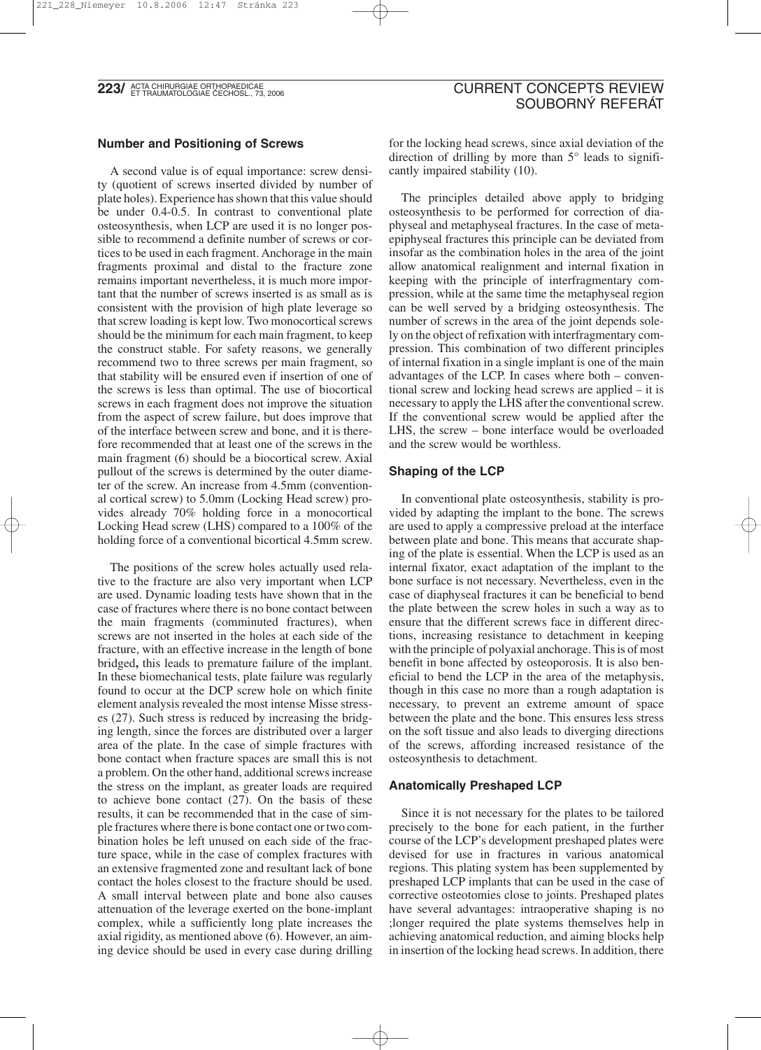### Number and Positioning of Screws

A second value is of equal importance: screw density (quotient of screws inserted divided by number of plate holes). Experience has shown that this value should be under 0.4-0.5. In contrast to conventional plate osteosynthesis, when LCP are used it is no longer possible to recommend a definite number of screws or cortices to be used in each fragment. Anchorage in the main fragments proximal and distal to the fracture zone remains important nevertheless, it is much more important that the number of screws inserted is as small as is consistent with the provision of high plate leverage so that screw loading is kept low. Two monocortical screws should be the minimum for each main fragment, to keep the construct stable. For safety reasons, we generally recommend two to three screws per main fragment, so that stability will be ensured even if insertion of one of the screws is less than optimal. The use of biocortical screws in each fragment does not improve the situation from the aspect of screw failure, but does improve that of the interface between screw and bone, and it is therefore recommended that at least one of the screws in the main fragment (6) should be a biocortical screw. Axial pullout of the screws is determined by the outer diameter of the screw. An increase from 4.5mm (conventional cortical screw) to 5.0mm (Locking Head screw) provides already 70% holding force in a monocortical Locking Head screw (LHS) compared to a 100% of the holding force of a conventional bicortical 4.5mm screw.

The positions of the screw holes actually used relative to the fracture are also very important when LCP are used. Dynamic loading tests have shown that in the case of fractures where there is no bone contact between the main fragments (comminuted fractures), when screws are not inserted in the holes at each side of the fracture, with an effective increase in the length of bone bridged**,** this leads to premature failure of the implant. In these biomechanical tests, plate failure was regularly found to occur at the DCP screw hole on which finite element analysis revealed the most intense Misse stresses (27). Such stress is reduced by increasing the bridging length, since the forces are distributed over a larger area of the plate. In the case of simple fractures with bone contact when fracture spaces are small this is not a problem. On the other hand, additional screws increase the stress on the implant, as greater loads are required to achieve bone contact (27). On the basis of these results, it can be recommended that in the case of simple fractures where there is bone contact one or two combination holes be left unused on each side of the fracture space, while in the case of complex fractures with an extensive fragmented zone and resultant lack of bone contact the holes closest to the fracture should be used. A small interval between plate and bone also causes attenuation of the leverage exerted on the bone-implant complex, while a sufficiently long plate increases the axial rigidity, as mentioned above (6). However, an aiming device should be used in every case during drilling for the locking head screws, since axial deviation of the direction of drilling by more than 5° leads to significantly impaired stability (10).

The principles detailed above apply to bridging osteosynthesis to be performed for correction of diaphyseal and metaphyseal fractures. In the case of metaepiphyseal fractures this principle can be deviated from insofar as the combination holes in the area of the joint allow anatomical realignment and internal fixation in keeping with the principle of interfragmentary compression, while at the same time the metaphyseal region can be well served by a bridging osteosynthesis. The number of screws in the area of the joint depends solely on the object of refixation with interfragmentary compression. This combination of two different principles of internal fixation in a single implant is one of the main advantages of the LCP. In cases where both – conventional screw and locking head screws are applied – it is necessary to apply the LHS after the conventional screw. If the conventional screw would be applied after the LHS, the screw – bone interface would be overloaded and the screw would be worthless.

### Shaping of the LCP

In conventional plate osteosynthesis, stability is provided by adapting the implant to the bone. The screws are used to apply a compressive preload at the interface between plate and bone. This means that accurate shaping of the plate is essential. When the LCP is used as an internal fixator, exact adaptation of the implant to the bone surface is not necessary. Nevertheless, even in the case of diaphyseal fractures it can be beneficial to bend the plate between the screw holes in such a way as to ensure that the different screws face in different directions, increasing resistance to detachment in keeping with the principle of polyaxial anchorage. This is of most benefit in bone affected by osteoporosis. It is also beneficial to bend the LCP in the area of the metaphysis, though in this case no more than a rough adaptation is necessary, to prevent an extreme amount of space between the plate and the bone. This ensures less stress on the soft tissue and also leads to diverging directions of the screws, affording increased resistance of the osteosynthesis to detachment.

### Anatomically Preshaped LCP

Since it is not necessary for the plates to be tailored precisely to the bone for each patient, in the further course of the LCP's development preshaped plates were devised for use in fractures in various anatomical regions. This plating system has been supplemented by preshaped LCP implants that can be used in the case of corrective osteotomies close to joints. Preshaped plates have several advantages: intraoperative shaping is no ;longer required the plate systems themselves help in achieving anatomical reduction, and aiming blocks help in insertion of the locking head screws. In addition, there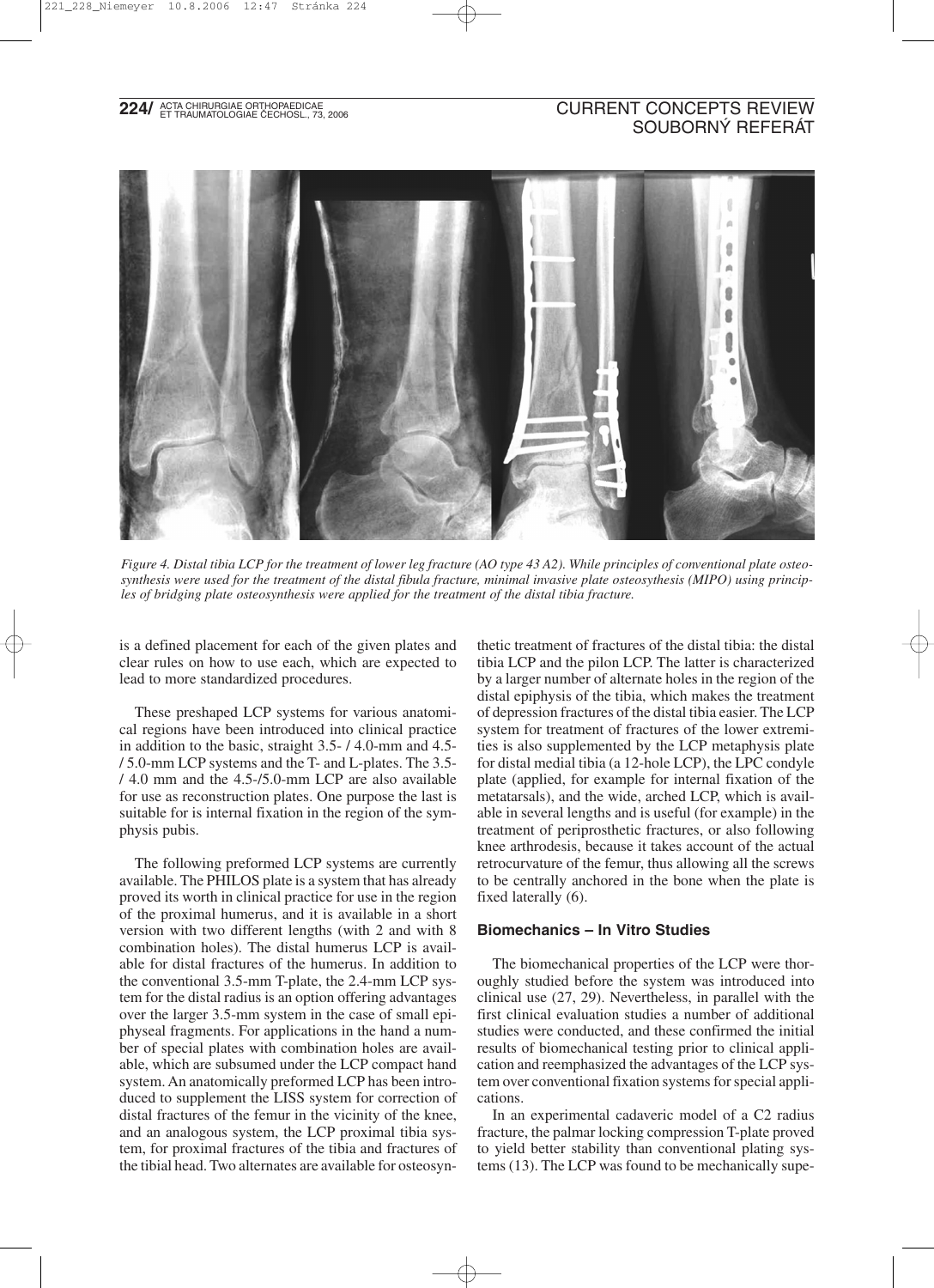*Figure 4. Distal tibia LCP for the treatment of lower leg fracture (AO type 43 A2). While principles of conventional plate osteosynthesis were used for the treatment of the distal fibula fracture, minimal invasive plate osteosythesis (MIPO) using principles of bridging plate osteosynthesis were applied for the treatment of the distal tibia fracture.*

is a defined placement for each of the given plates and clear rules on how to use each, which are expected to lead to more standardized procedures.

These preshaped LCP systems for various anatomical regions have been introduced into clinical practice in addition to the basic, straight 3.5- / 4.0-mm and 4.5- / 5.0-mm LCP systems and the T- and L-plates. The 3.5- / 4.0 mm and the 4.5-/5.0-mm LCP are also available for use as reconstruction plates. One purpose the last is suitable for is internal fixation in the region of the symphysis pubis.

The following preformed LCP systems are currently available. The PHILOS plate is a system that has already proved its worth in clinical practice for use in the region of the proximal humerus, and it is available in a short version with two different lengths (with 2 and with 8 combination holes). The distal humerus LCP is available for distal fractures of the humerus. In addition to the conventional 3.5-mm T-plate, the 2.4-mm LCP system for the distal radius is an option offering advantages over the larger 3.5-mm system in the case of small epiphyseal fragments. For applications in the hand a number of special plates with combination holes are available, which are subsumed under the LCP compact hand system. An anatomically preformed LCP has been introduced to supplement the LISS system for correction of distal fractures of the femur in the vicinity of the knee, and an analogous system, the LCP proximal tibia system, for proximal fractures of the tibia and fractures of the tibial head. Two alternates are available for osteosynthetic treatment of fractures of the distal tibia: the distal tibia LCP and the pilon LCP. The latter is characterized by a larger number of alternate holes in the region of the distal epiphysis of the tibia, which makes the treatment of depression fractures of the distal tibia easier. The LCP system for treatment of fractures of the lower extremities is also supplemented by the LCP metaphysis plate for distal medial tibia (a 12-hole LCP), the LPC condyle plate (applied, for example for internal fixation of the metatarsals), and the wide, arched LCP, which is available in several lengths and is useful (for example) in the treatment of periprosthetic fractures, or also following knee arthrodesis, because it takes account of the actual retrocurvature of the femur, thus allowing all the screws to be centrally anchored in the bone when the plate is fixed laterally (6).

### Biomechanics – In Vitro Studies

The biomechanical properties of the LCP were thoroughly studied before the system was introduced into clinical use (27, 29). Nevertheless, in parallel with the first clinical evaluation studies a number of additional studies were conducted, and these confirmed the initial results of biomechanical testing prior to clinical application and reemphasized the advantages of the LCP system over conventional fixation systems for special applications.

In an experimental cadaveric model of a C2 radius fracture, the palmar locking compression T-plate proved to yield better stability than conventional plating systems (13). The LCP was found to be mechanically supe-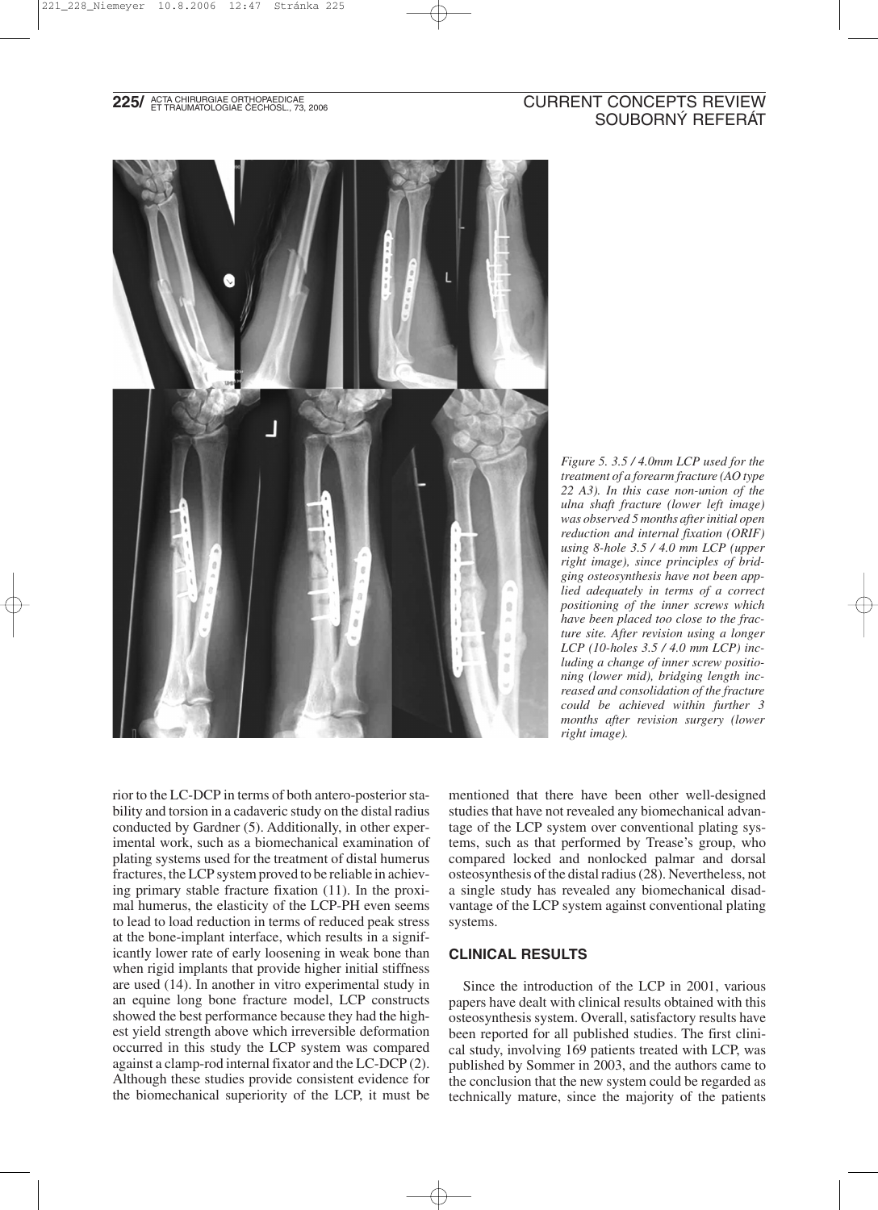*Figure 5. 3.5 / 4.0mm LCP used for the treatment of a forearm fracture (AO type 22 A3). In this case non-union of the ulna shaft fracture (lower left image) was observed 5 months after initial open reduction and internal fixation (ORIF) using 8-hole 3.5 / 4.0 mm LCP (upper right image), since principles of bridging osteosynthesis have not been applied adequately in terms of a correct positioning of the inner screws which have been placed too close to the fracture site. After revision using a longer LCP (10-holes 3.5 / 4.0 mm LCP) including a change of inner screw positioning (lower mid), bridging length increased and consolidation of the fracture could be achieved within further 3 months after revision surgery (lower right image).*

rior to the LC-DCP in terms of both antero-posterior stability and torsion in a cadaveric study on the distal radius conducted by Gardner (5). Additionally, in other experimental work, such as a biomechanical examination of plating systems used for the treatment of distal humerus fractures, the LCP system proved to be reliable in achieving primary stable fracture fixation (11). In the proximal humerus, the elasticity of the LCP-PH even seems to lead to load reduction in terms of reduced peak stress at the bone-implant interface, which results in a significantly lower rate of early loosening in weak bone than when rigid implants that provide higher initial stiffness are used (14). In another in vitro experimental study in an equine long bone fracture model, LCP constructs showed the best performance because they had the highest yield strength above which irreversible deformation occurred in this study the LCP system was compared against a clamp-rod internal fixator and the LC-DCP (2). Although these studies provide consistent evidence for the biomechanical superiority of the LCP, it must be mentioned that there have been other well-designed studies that have not revealed any biomechanical advantage of the LCP system over conventional plating systems, such as that performed by Trease's group, who compared locked and nonlocked palmar and dorsal osteosynthesis of the distal radius (28). Nevertheless, not a single study has revealed any biomechanical disadvantage of the LCP system against conventional plating systems.

## CLINICAL RESULTS

Since the introduction of the LCP in 2001, various papers have dealt with clinical results obtained with this osteosynthesis system. Overall, satisfactory results have been reported for all published studies. The first clinical study, involving 169 patients treated with LCP, was published by Sommer in 2003, and the authors came to the conclusion that the new system could be regarded as technically mature, since the majority of the patients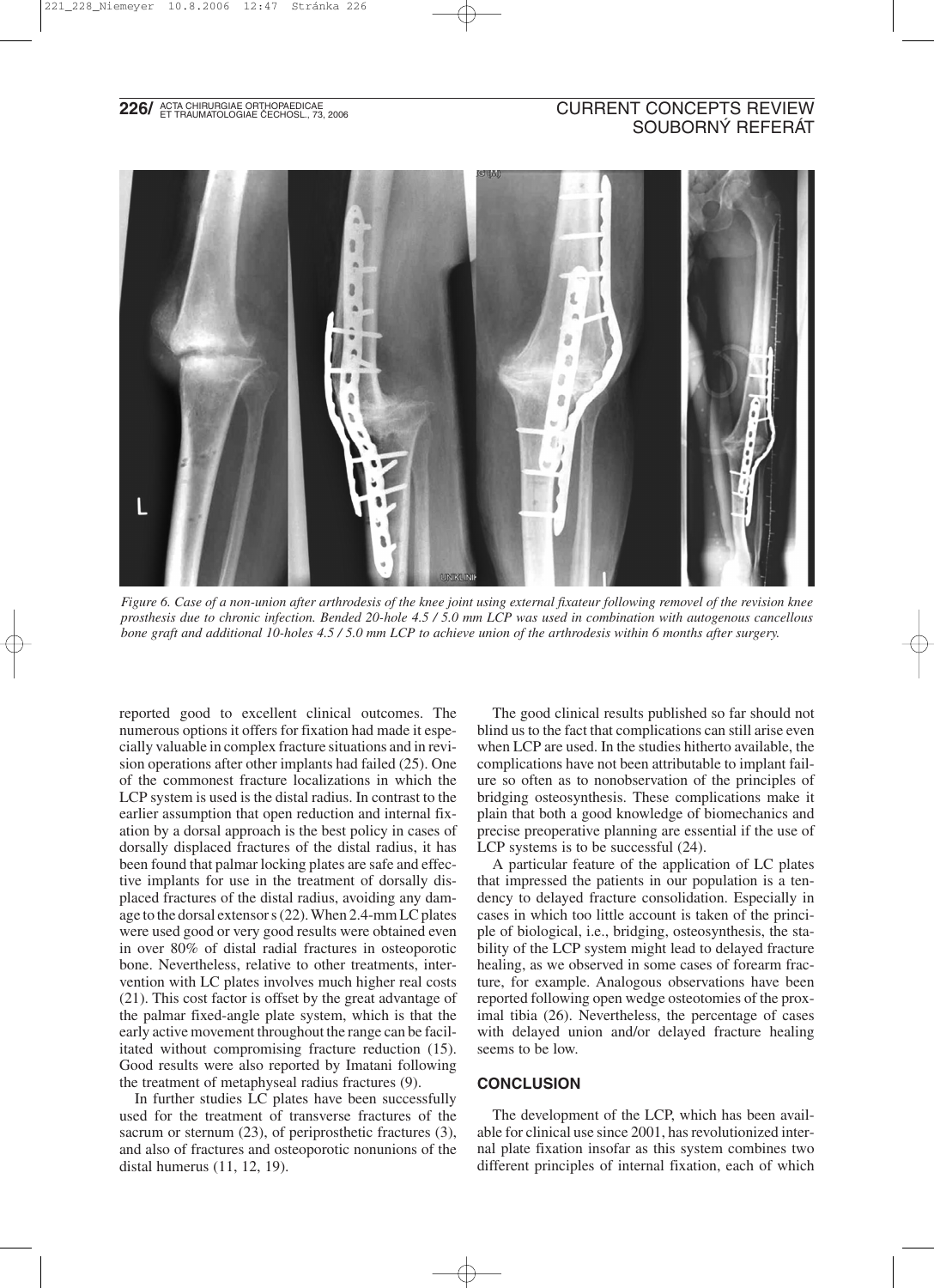*Figure 6. Case of a non-union after arthrodesis of the knee joint using external fixateur following removel of the revision knee prosthesis due to chronic infection. Bended 20-hole 4.5 / 5.0 mm LCP was used in combination with autogenous cancellous bone graft and additional 10-holes 4.5 / 5.0 mm LCP to achieve union of the arthrodesis within 6 months after surgery.*

reported good to excellent clinical outcomes. The numerous options it offers for fixation had made it especially valuable in complex fracture situations and in revision operations after other implants had failed (25). One of the commonest fracture localizations in which the LCP system is used is the distal radius. In contrast to the earlier assumption that open reduction and internal fixation by a dorsal approach is the best policy in cases of dorsally displaced fractures of the distal radius, it has been found that palmar locking plates are safe and effective implants for use in the treatment of dorsally displaced fractures of the distal radius, avoiding any damage to the dorsal extensor s (22). When 2.4-mm LC plates were used good or very good results were obtained even in over 80% of distal radial fractures in osteoporotic bone. Nevertheless, relative to other treatments, intervention with LC plates involves much higher real costs (21). This cost factor is offset by the great advantage of the palmar fixed-angle plate system, which is that the early active movement throughout the range can be facilitated without compromising fracture reduction (15). Good results were also reported by Imatani following the treatment of metaphyseal radius fractures (9).

In further studies LC plates have been successfully used for the treatment of transverse fractures of the sacrum or sternum (23), of periprosthetic fractures (3), and also of fractures and osteoporotic nonunions of the distal humerus (11, 12, 19).

The good clinical results published so far should not blind us to the fact that complications can still arise even when LCP are used. In the studies hitherto available, the complications have not been attributable to implant failure so often as to nonobservation of the principles of bridging osteosynthesis. These complications make it plain that both a good knowledge of biomechanics and precise preoperative planning are essential if the use of LCP systems is to be successful (24).

A particular feature of the application of LC plates that impressed the patients in our population is a tendency to delayed fracture consolidation. Especially in cases in which too little account is taken of the principle of biological, i.e., bridging, osteosynthesis, the stability of the LCP system might lead to delayed fracture healing, as we observed in some cases of forearm fracture, for example. Analogous observations have been reported following open wedge osteotomies of the proximal tibia (26). Nevertheless, the percentage of cases with delayed union and/or delayed fracture healing seems to be low.

## CONCLUSION

The development of the LCP, which has been available for clinical use since 2001, has revolutionized internal plate fixation insofar as this system combines two different principles of internal fixation, each of which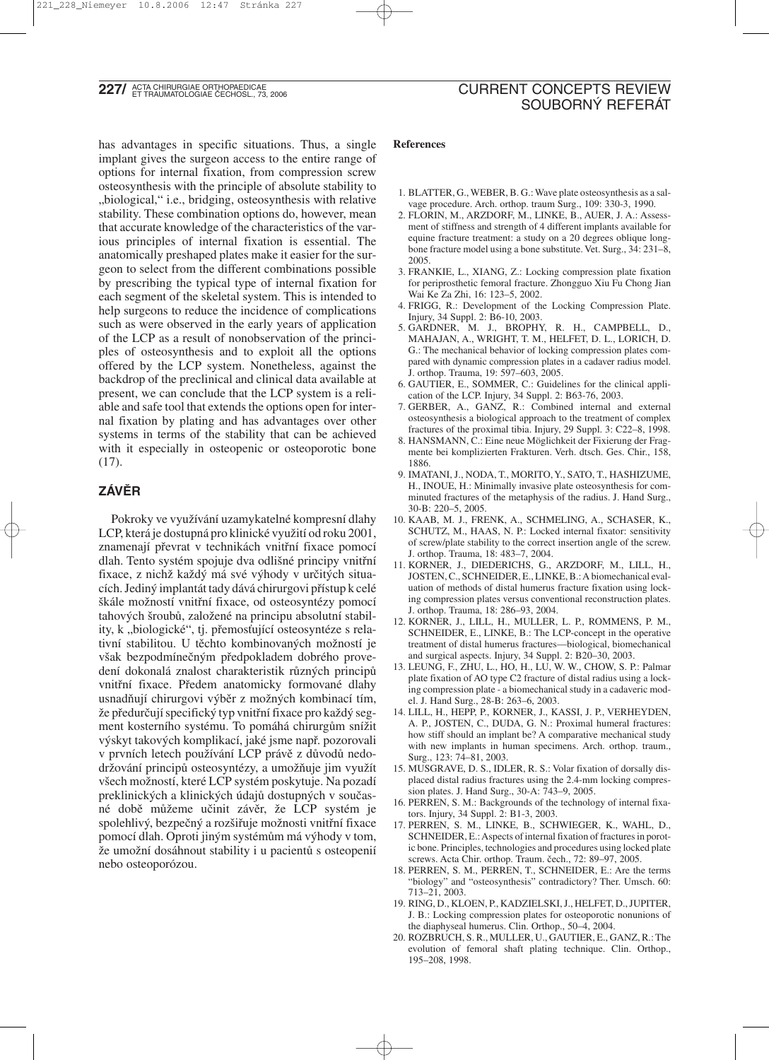has advantages in specific situations. Thus, a single implant gives the surgeon access to the entire range of options for internal fixation, from compression screw osteosynthesis with the principle of absolute stability to „biological," i.e., bridging, osteosynthesis with relative stability. These combination options do, however, mean that accurate knowledge of the characteristics of the various principles of internal fixation is essential. The anatomically preshaped plates make it easier for the surgeon to select from the different combinations possible by prescribing the typical type of internal fixation for each segment of the skeletal system. This is intended to help surgeons to reduce the incidence of complications such as were observed in the early years of application of the LCP as a result of nonobservation of the principles of osteosynthesis and to exploit all the options offered by the LCP system. Nonetheless, against the backdrop of the preclinical and clinical data available at present, we can conclude that the LCP system is a reliable and safe tool that extends the options open for internal fixation by plating and has advantages over other systems in terms of the stability that can be achieved with it especially in osteopenic or osteoporotic bone (17).

## ZÁVĚR

Pokroky ve využívání uzamykatelné kompresní dlahy LCP, která je dostupná pro klinické využití od roku 2001, znamenají převrat v technikách vnitřní fixace pomocí dlah. Tento systém spojuje dva odlišné principy vnitřní fixace, z nichž každý má své výhody v určitých situacích. Jediný implantát tady dává chirurgovi přístup k celé škále možností vnitřní fixace, od osteosyntézy pomocí tahových šroubů, založené na principu absolutní stability, k „biologické", tj. přemosťující osteosyntéze s relativní stabilitou. U těchto kombinovaných možností je však bezpodmínečným předpokladem dobrého provedení dokonalá znalost charakteristik různých principů vnitřní fixace. Předem anatomicky formované dlahy usnadňují chirurgovi výběr z možných kombinací tím, že předurčují specifický typ vnitřní fixace pro každý segment kosterního systému. To pomáhá chirurgům snížit výskyt takových komplikací, jaké jsme např. pozorovali v prvních letech používání LCP právě z důvodů nedodržování principů osteosyntézy, a umožňuje jim využít všech možností, které LCP systém poskytuje. Na pozadí preklinických a klinických údajů dostupných v současné době můžeme učinit závěr, že LCP systém je spolehlivý, bezpečný a rozšiřuje možnosti vnitřní fixace pomocí dlah. Oproti jiným systémům má výhody v tom, že umožní dosáhnout stability i u pacientů s osteopenií nebo osteoporózou.

**References**

1. BLATTER, G., WEBER, B. G.: Wave plate osteosynthesis as a salvage procedure. Arch. orthop. traum Surg., 109: 330-3, 1990.
2. FLORIN, M., ARZDORF, M., LINKE, B., AUER, J. A.: Assessment of stiffness and strength of 4 different implants available for equine fracture treatment: a study on a 20 degrees oblique long-bone fracture model using a bone substitute. Vet. Surg., 34: 231–8, 2005.
3. FRANKIE, L., XIANG, Z.: Locking compression plate fixation for periprosthetic femoral fracture. Zhongguo Xiu Fu Chong Jian Wai Ke Za Zhi, 16: 123–5, 2002.
4. FRIGG, R.: Development of the Locking Compression Plate. Injury, 34 Suppl. 2: B6-10, 2003.
5. GARDNER, M. J., BROPHY, R. H., CAMPBELL, D., MAHAJAN, A., WRIGHT, T. M., HELFET, D. L., LORICH, D. G.: The mechanical behavior of locking compression plates compared with dynamic compression plates in a cadaver radius model. J. orthop. Trauma, 19: 597–603, 2005.
6. GAUTIER, E., SOMMER, C.: Guidelines for the clinical application of the LCP. Injury, 34 Suppl. 2: B63-76, 2003.
7. GERBER, A., GANZ, R.: Combined internal and external osteosynthesis a biological approach to the treatment of complex fractures of the proximal tibia. Injury, 29 Suppl. 3: C22–8, 1998.
8. HANSMANN, C.: Eine neue Möglichkeit der Fixierung der Fragmente bei komplizierten Frakturen. Verh. dtsch. Ges. Chir., 158, 1886.
9. IMATANI, J., NODA, T., MORITO, Y., SATO, T., HASHIZUME, H., INOUE, H.: Minimally invasive plate osteosynthesis for comminuted fractures of the metaphysis of the radius. J. Hand Surg., 30-B: 220–5, 2005.
10. KAAB, M. J., FRENK, A., SCHMELING, A., SCHASER, K., SCHUTZ, M., HAAS, N. P.: Locked internal fixator: sensitivity of screw/plate stability to the correct insertion angle of the screw. J. orthop. Trauma, 18: 483–7, 2004.
11. KORNER, J., DIEDERICHS, G., ARZDORF, M., LILL, H., JOSTEN, C., SCHNEIDER, E., LINKE, B.: A biomechanical evaluation of methods of distal humerus fracture fixation using locking compression plates versus conventional reconstruction plates. J. orthop. Trauma, 18: 286–93, 2004.
12. KORNER, J., LILL, H., MULLER, L. P., ROMMENS, P. M., SCHNEIDER, E., LINKE, B.: The LCP-concept in the operative treatment of distal humerus fractures—biological, biomechanical and surgical aspects. Injury, 34 Suppl. 2: B20–30, 2003.
13. LEUNG, F., ZHU, L., HO, H., LU, W. W., CHOW, S. P.: Palmar plate fixation of AO type C2 fracture of distal radius using a locking compression plate - a biomechanical study in a cadaveric model. J. Hand Surg., 28-B: 263–6, 2003.
14. LILL, H., HEPP, P., KORNER, J., KASSI, J. P., VERHEYDEN, A. P., JOSTEN, C., DUDA, G. N.: Proximal humeral fractures: how stiff should an implant be? A comparative mechanical study with new implants in human specimens. Arch. orthop. traum., Surg., 123: 74–81, 2003.
15. MUSGRAVE, D. S., IDLER, R. S.: Volar fixation of dorsally displaced distal radius fractures using the 2.4-mm locking compression plates. J. Hand Surg., 30-A: 743–9, 2005.
16. PERREN, S. M.: Backgrounds of the technology of internal fixators. Injury, 34 Suppl. 2: B1-3, 2003.
17. PERREN, S. M., LINKE, B., SCHWIEGER, K., WAHL, D., SCHNEIDER, E.: Aspects of internal fixation of fractures in porotic bone. Principles, technologies and procedures using locked plate screws. Acta Chir. orthop. Traum. čech., 72: 89–97, 2005.
18. PERREN, S. M., PERREN, T., SCHNEIDER, E.: Are the terms "biology" and "osteosynthesis" contradictory? Ther. Umsch. 60: 713–21, 2003.
19. RING, D., KLOEN, P., KADZIELSKI, J., HELFET, D., JUPITER, J. B.: Locking compression plates for osteoporotic nonunions of the diaphyseal humerus. Clin. Orthop., 50–4, 2004.
20. ROZBRUCH, S. R., MULLER, U., GAUTIER, E., GANZ, R.: The evolution of femoral shaft plating technique. Clin. Orthop., 195–208, 1998.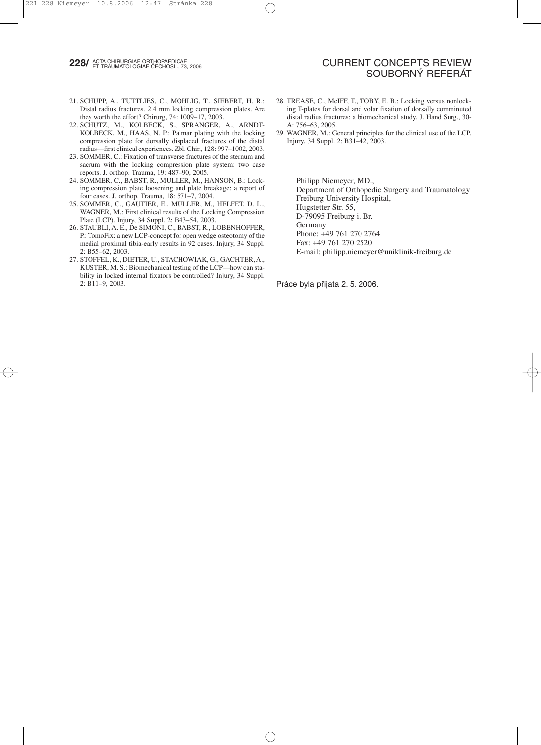21. SCHUPP, A., TUTTLIES, C., MOHLIG, T., SIEBERT, H. R.: Distal radius fractures. 2.4 mm locking compression plates. Are they worth the effort? Chirurg, 74: 1009–17, 2003.
22. SCHUTZ, M., KOLBECK, S., SPRANGER, A., ARNDT-KOLBECK, M., HAAS, N. P.: Palmar plating with the locking compression plate for dorsally displaced fractures of the distal radius—first clinical experiences. Zbl. Chir., 128: 997–1002, 2003.
23. SOMMER, C.: Fixation of transverse fractures of the sternum and sacrum with the locking compression plate system: two case reports. J. orthop. Trauma, 19: 487–90, 2005.
24. SOMMER, C., BABST, R., MULLER, M., HANSON, B.: Locking compression plate loosening and plate breakage: a report of four cases. J. orthop. Trauma, 18: 571–7, 2004.
25. SOMMER, C., GAUTIER, E., MULLER, M., HELFET, D. L., WAGNER, M.: First clinical results of the Locking Compression Plate (LCP). Injury, 34 Suppl. 2: B43–54, 2003.
26. STAUBLI, A. E., De SIMONI, C., BABST, R., LOBENHOFFER, P.: TomoFix: a new LCP-concept for open wedge osteotomy of the medial proximal tibia-early results in 92 cases. Injury, 34 Suppl. 2: B55–62, 2003.
27. STOFFEL, K., DIETER, U., STACHOWIAK, G., GACHTER, A., KUSTER, M. S.: Biomechanical testing of the LCP—how can stability in locked internal fixators be controlled? Injury, 34 Suppl. 2: B11–9, 2003.
28. TREASE, C., McIFF, T., TOBY, E. B.: Locking versus nonlocking T-plates for dorsal and volar fixation of dorsally comminuted distal radius fractures: a biomechanical study. J. Hand Surg., 30-A: 756–63, 2005.
29. WAGNER, M.: General principles for the clinical use of the LCP. Injury, 34 Suppl. 2: B31–42, 2003.

Philipp Niemeyer, MD.,
Department of Orthopedic Surgery and Traumatology
Freiburg University Hospital,
Hugstetter Str. 55,
D-79095 Freiburg i. Br.
Germany
Phone: +49 761 270 2764
Fax: +49 761 270 2520
E-mail: philipp.niemeyer@uniklinik-freiburg.de

Práce byla přijata 2. 5. 2006.